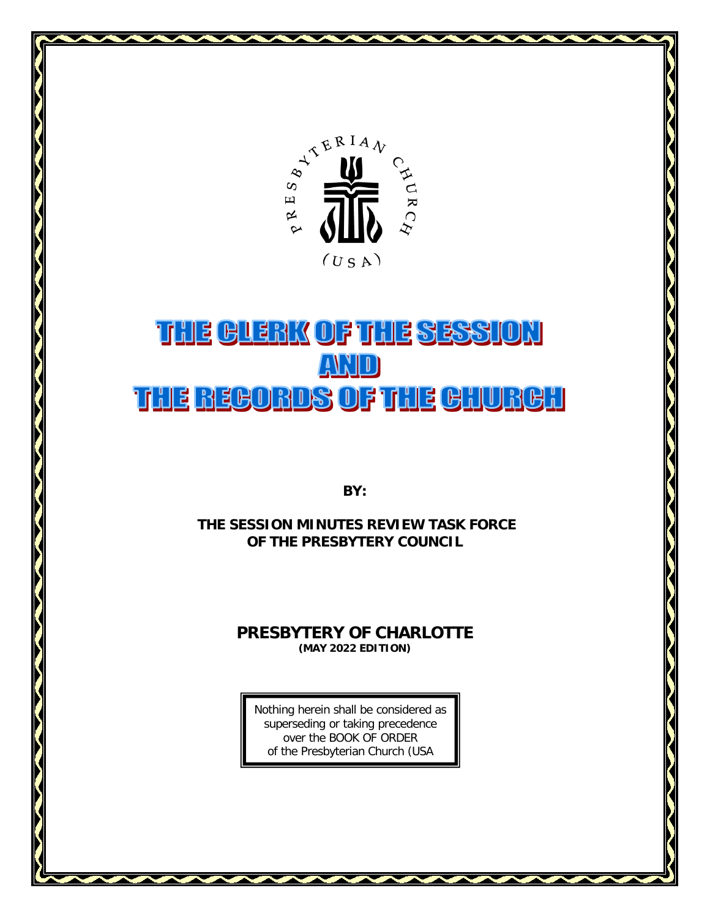# THE CLERK OF THE SESSION AND THE RECORDS OF THE CHURCH

**BY:**

**THE SESSION MINUTES REVIEW TASK FORCE OF THE PRESBYTERY COUNCIL**

**PRESBYTERY OF CHARLOTTE**
**(MAY 2022 EDITION)**

Nothing herein shall be considered as superseding or taking precedence over the BOOK OF ORDER of the Presbyterian Church (USA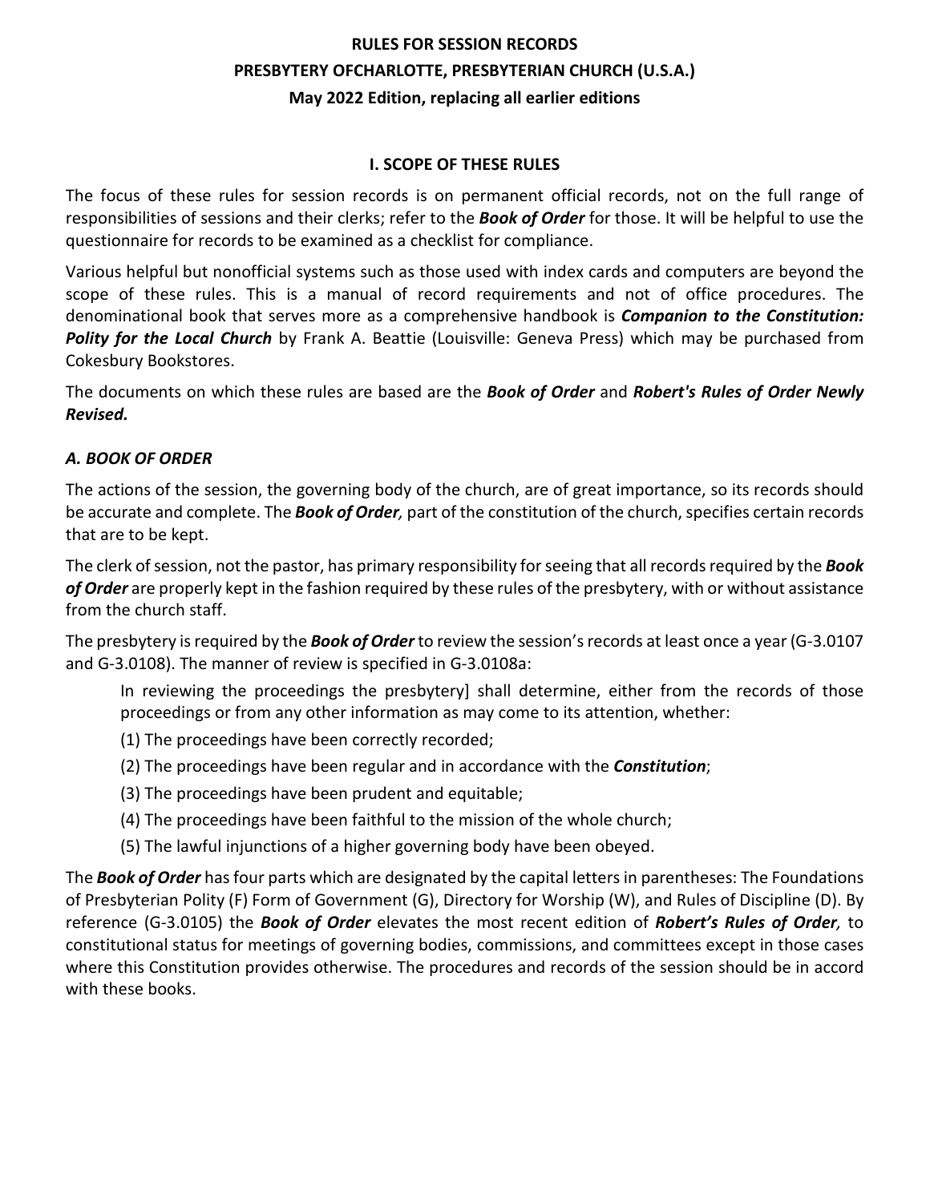**RULES FOR SESSION RECORDS**

**PRESBYTERY OFCHARLOTTE, PRESBYTERIAN CHURCH (U.S.A.)**

**May 2022 Edition, replacing all earlier editions**

## I. SCOPE OF THESE RULES

The focus of these rules for session records is on permanent official records, not on the full range of responsibilities of sessions and their clerks; refer to the ***Book of Order*** for those. It will be helpful to use the questionnaire for records to be examined as a checklist for compliance.

Various helpful but nonofficial systems such as those used with index cards and computers are beyond the scope of these rules. This is a manual of record requirements and not of office procedures. The denominational book that serves more as a comprehensive handbook is ***Companion to the Constitution: Polity for the Local Church*** by Frank A. Beattie (Louisville: Geneva Press) which may be purchased from Cokesbury Bookstores.

The documents on which these rules are based are the ***Book of Order*** and ***Robert's Rules of Order Newly Revised.***

### *A. BOOK OF ORDER*

The actions of the session, the governing body of the church, are of great importance, so its records should be accurate and complete. The ***Book of Order,*** part of the constitution of the church, specifies certain records that are to be kept.

The clerk of session, not the pastor, has primary responsibility for seeing that all records required by the ***Book of Order*** are properly kept in the fashion required by these rules of the presbytery, with or without assistance from the church staff.

The presbytery is required by the ***Book of Order*** to review the session's records at least once a year (G-3.0107 and G-3.0108). The manner of review is specified in G-3.0108a:

> In reviewing the proceedings the presbytery] shall determine, either from the records of those proceedings or from any other information as may come to its attention, whether:
>
> (1) The proceedings have been correctly recorded;
>
> (2) The proceedings have been regular and in accordance with the ***Constitution***;
>
> (3) The proceedings have been prudent and equitable;
>
> (4) The proceedings have been faithful to the mission of the whole church;
>
> (5) The lawful injunctions of a higher governing body have been obeyed.

The ***Book of Order*** has four parts which are designated by the capital letters in parentheses: The Foundations of Presbyterian Polity (F) Form of Government (G), Directory for Worship (W), and Rules of Discipline (D). By reference (G-3.0105) the ***Book of Order*** elevates the most recent edition of ***Robert's Rules of Order,*** to constitutional status for meetings of governing bodies, commissions, and committees except in those cases where this Constitution provides otherwise. The procedures and records of the session should be in accord with these books.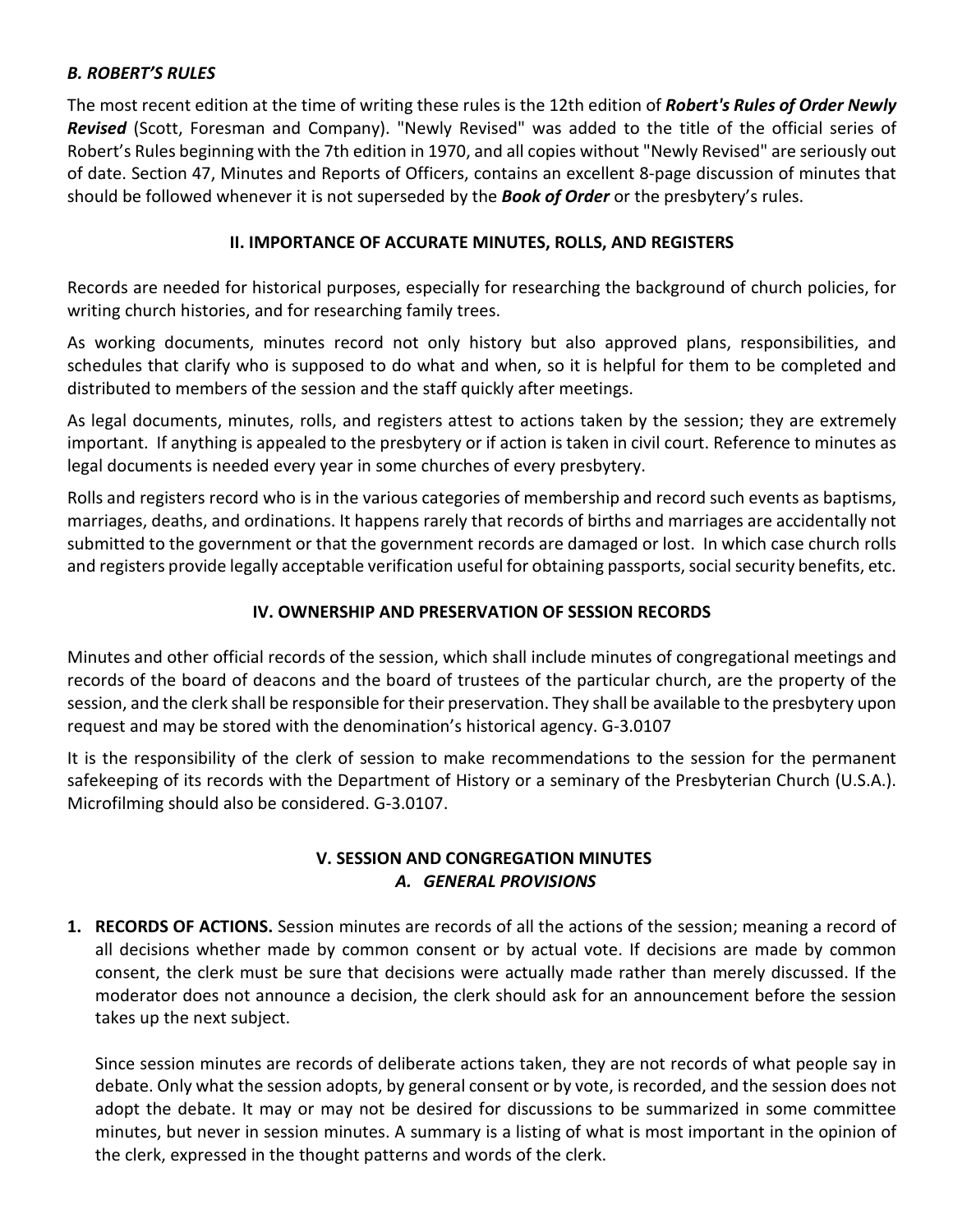### *B. ROBERT'S RULES*

The most recent edition at the time of writing these rules is the 12th edition of ***Robert's Rules of Order Newly Revised*** (Scott, Foresman and Company). "Newly Revised" was added to the title of the official series of Robert's Rules beginning with the 7th edition in 1970, and all copies without "Newly Revised" are seriously out of date. Section 47, Minutes and Reports of Officers, contains an excellent 8-page discussion of minutes that should be followed whenever it is not superseded by the ***Book of Order*** or the presbytery's rules.

## II. IMPORTANCE OF ACCURATE MINUTES, ROLLS, AND REGISTERS

Records are needed for historical purposes, especially for researching the background of church policies, for writing church histories, and for researching family trees.

As working documents, minutes record not only history but also approved plans, responsibilities, and schedules that clarify who is supposed to do what and when, so it is helpful for them to be completed and distributed to members of the session and the staff quickly after meetings.

As legal documents, minutes, rolls, and registers attest to actions taken by the session; they are extremely important. If anything is appealed to the presbytery or if action is taken in civil court. Reference to minutes as legal documents is needed every year in some churches of every presbytery.

Rolls and registers record who is in the various categories of membership and record such events as baptisms, marriages, deaths, and ordinations. It happens rarely that records of births and marriages are accidentally not submitted to the government or that the government records are damaged or lost. In which case church rolls and registers provide legally acceptable verification useful for obtaining passports, social security benefits, etc.

## IV. OWNERSHIP AND PRESERVATION OF SESSION RECORDS

Minutes and other official records of the session, which shall include minutes of congregational meetings and records of the board of deacons and the board of trustees of the particular church, are the property of the session, and the clerk shall be responsible for their preservation. They shall be available to the presbytery upon request and may be stored with the denomination's historical agency. G-3.0107

It is the responsibility of the clerk of session to make recommendations to the session for the permanent safekeeping of its records with the Department of History or a seminary of the Presbyterian Church (U.S.A.). Microfilming should also be considered. G-3.0107.

## V. SESSION AND CONGREGATION MINUTES

### *A. GENERAL PROVISIONS*

1. **RECORDS OF ACTIONS.** Session minutes are records of all the actions of the session; meaning a record of all decisions whether made by common consent or by actual vote. If decisions are made by common consent, the clerk must be sure that decisions were actually made rather than merely discussed. If the moderator does not announce a decision, the clerk should ask for an announcement before the session takes up the next subject.

   Since session minutes are records of deliberate actions taken, they are not records of what people say in debate. Only what the session adopts, by general consent or by vote, is recorded, and the session does not adopt the debate. It may or may not be desired for discussions to be summarized in some committee minutes, but never in session minutes. A summary is a listing of what is most important in the opinion of the clerk, expressed in the thought patterns and words of the clerk.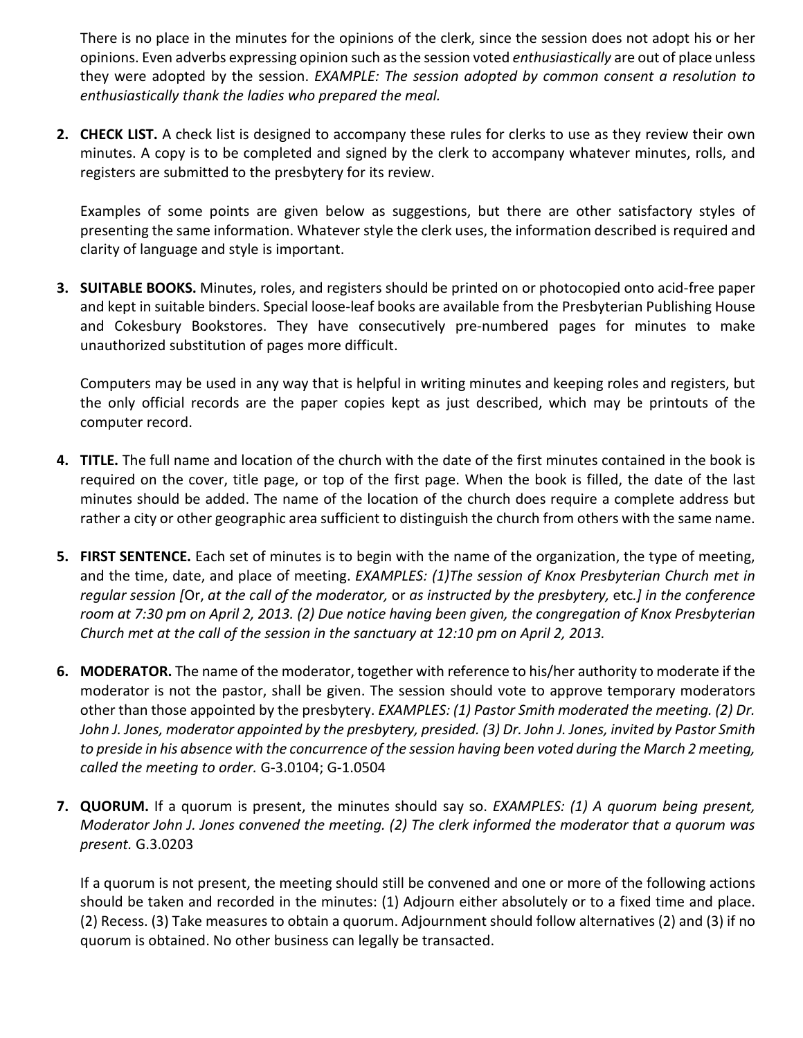There is no place in the minutes for the opinions of the clerk, since the session does not adopt his or her opinions. Even adverbs expressing opinion such as the session voted *enthusiastically* are out of place unless they were adopted by the session. *EXAMPLE: The session adopted by common consent a resolution to enthusiastically thank the ladies who prepared the meal.*

2. **CHECK LIST.** A check list is designed to accompany these rules for clerks to use as they review their own minutes. A copy is to be completed and signed by the clerk to accompany whatever minutes, rolls, and registers are submitted to the presbytery for its review.

   Examples of some points are given below as suggestions, but there are other satisfactory styles of presenting the same information. Whatever style the clerk uses, the information described is required and clarity of language and style is important.

3. **SUITABLE BOOKS.** Minutes, roles, and registers should be printed on or photocopied onto acid-free paper and kept in suitable binders. Special loose-leaf books are available from the Presbyterian Publishing House and Cokesbury Bookstores. They have consecutively pre-numbered pages for minutes to make unauthorized substitution of pages more difficult.

   Computers may be used in any way that is helpful in writing minutes and keeping roles and registers, but the only official records are the paper copies kept as just described, which may be printouts of the computer record.

4. **TITLE.** The full name and location of the church with the date of the first minutes contained in the book is required on the cover, title page, or top of the first page. When the book is filled, the date of the last minutes should be added. The name of the location of the church does require a complete address but rather a city or other geographic area sufficient to distinguish the church from others with the same name.

5. **FIRST SENTENCE.** Each set of minutes is to begin with the name of the organization, the type of meeting, and the time, date, and place of meeting. *EXAMPLES: (1)The session of Knox Presbyterian Church met in regular session [*Or, *at the call of the moderator,* or *as instructed by the presbytery,* etc.*] in the conference room at 7:30 pm on April 2, 2013. (2) Due notice having been given, the congregation of Knox Presbyterian Church met at the call of the session in the sanctuary at 12:10 pm on April 2, 2013.*

6. **MODERATOR.** The name of the moderator, together with reference to his/her authority to moderate if the moderator is not the pastor, shall be given. The session should vote to approve temporary moderators other than those appointed by the presbytery. *EXAMPLES: (1) Pastor Smith moderated the meeting. (2) Dr. John J. Jones, moderator appointed by the presbytery, presided. (3) Dr. John J. Jones, invited by Pastor Smith to preside in his absence with the concurrence of the session having been voted during the March 2 meeting, called the meeting to order.* G-3.0104; G-1.0504

7. **QUORUM.** If a quorum is present, the minutes should say so. *EXAMPLES: (1) A quorum being present, Moderator John J. Jones convened the meeting. (2) The clerk informed the moderator that a quorum was present.* G.3.0203

   If a quorum is not present, the meeting should still be convened and one or more of the following actions should be taken and recorded in the minutes: (1) Adjourn either absolutely or to a fixed time and place. (2) Recess. (3) Take measures to obtain a quorum. Adjournment should follow alternatives (2) and (3) if no quorum is obtained. No other business can legally be transacted.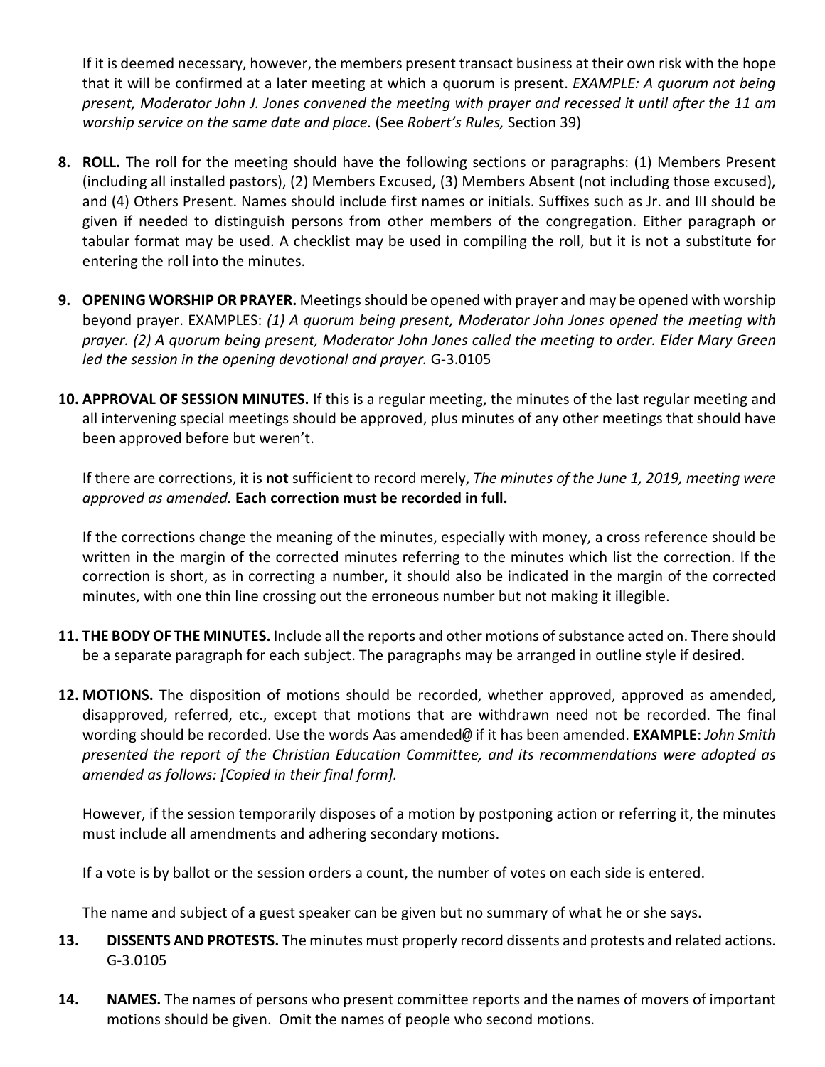If it is deemed necessary, however, the members present transact business at their own risk with the hope that it will be confirmed at a later meeting at which a quorum is present. *EXAMPLE: A quorum not being present, Moderator John J. Jones convened the meeting with prayer and recessed it until after the 11 am worship service on the same date and place.* (See *Robert's Rules,* Section 39)

8. **ROLL.** The roll for the meeting should have the following sections or paragraphs: (1) Members Present (including all installed pastors), (2) Members Excused, (3) Members Absent (not including those excused), and (4) Others Present. Names should include first names or initials. Suffixes such as Jr. and III should be given if needed to distinguish persons from other members of the congregation. Either paragraph or tabular format may be used. A checklist may be used in compiling the roll, but it is not a substitute for entering the roll into the minutes.

9. **OPENING WORSHIP OR PRAYER.** Meetings should be opened with prayer and may be opened with worship beyond prayer. EXAMPLES: *(1) A quorum being present, Moderator John Jones opened the meeting with prayer. (2) A quorum being present, Moderator John Jones called the meeting to order. Elder Mary Green led the session in the opening devotional and prayer.* G-3.0105

10. **APPROVAL OF SESSION MINUTES.** If this is a regular meeting, the minutes of the last regular meeting and all intervening special meetings should be approved, plus minutes of any other meetings that should have been approved before but weren't.

    If there are corrections, it is **not** sufficient to record merely, *The minutes of the June 1, 2019, meeting were approved as amended.* **Each correction must be recorded in full.**

    If the corrections change the meaning of the minutes, especially with money, a cross reference should be written in the margin of the corrected minutes referring to the minutes which list the correction. If the correction is short, as in correcting a number, it should also be indicated in the margin of the corrected minutes, with one thin line crossing out the erroneous number but not making it illegible.

11. **THE BODY OF THE MINUTES.** Include all the reports and other motions of substance acted on. There should be a separate paragraph for each subject. The paragraphs may be arranged in outline style if desired.

12. **MOTIONS.** The disposition of motions should be recorded, whether approved, approved as amended, disapproved, referred, etc., except that motions that are withdrawn need not be recorded. The final wording should be recorded. Use the words Aas amended@ if it has been amended. **EXAMPLE**: *John Smith presented the report of the Christian Education Committee, and its recommendations were adopted as amended as follows: [Copied in their final form].*

    However, if the session temporarily disposes of a motion by postponing action or referring it, the minutes must include all amendments and adhering secondary motions.

    If a vote is by ballot or the session orders a count, the number of votes on each side is entered.

    The name and subject of a guest speaker can be given but no summary of what he or she says.

13. **DISSENTS AND PROTESTS.** The minutes must properly record dissents and protests and related actions. G-3.0105

14. **NAMES.** The names of persons who present committee reports and the names of movers of important motions should be given. Omit the names of people who second motions.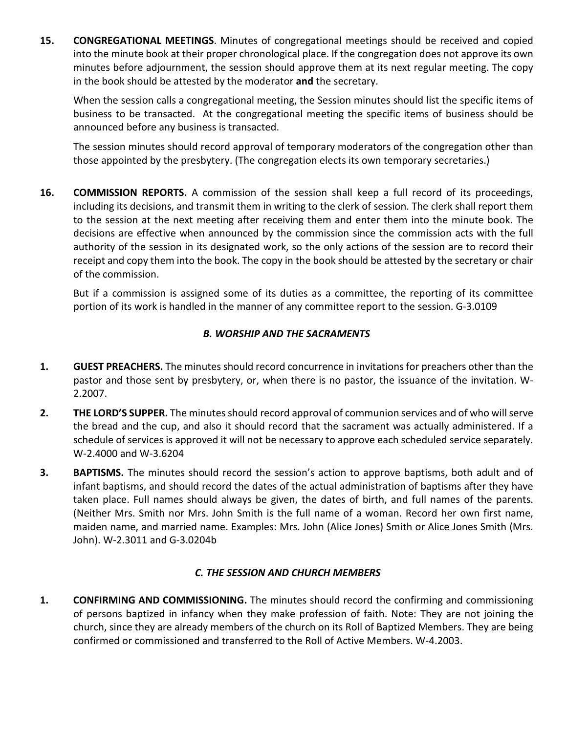**15. CONGREGATIONAL MEETINGS**. Minutes of congregational meetings should be received and copied into the minute book at their proper chronological place. If the congregation does not approve its own minutes before adjournment, the session should approve them at its next regular meeting. The copy in the book should be attested by the moderator **and** the secretary.

When the session calls a congregational meeting, the Session minutes should list the specific items of business to be transacted. At the congregational meeting the specific items of business should be announced before any business is transacted.

The session minutes should record approval of temporary moderators of the congregation other than those appointed by the presbytery. (The congregation elects its own temporary secretaries.)

**16. COMMISSION REPORTS.** A commission of the session shall keep a full record of its proceedings, including its decisions, and transmit them in writing to the clerk of session. The clerk shall report them to the session at the next meeting after receiving them and enter them into the minute book. The decisions are effective when announced by the commission since the commission acts with the full authority of the session in its designated work, so the only actions of the session are to record their receipt and copy them into the book. The copy in the book should be attested by the secretary or chair of the commission.

But if a commission is assigned some of its duties as a committee, the reporting of its committee portion of its work is handled in the manner of any committee report to the session. G-3.0109

### *B. WORSHIP AND THE SACRAMENTS*

**1. GUEST PREACHERS.** The minutes should record concurrence in invitations for preachers other than the pastor and those sent by presbytery, or, when there is no pastor, the issuance of the invitation. W-2.2007.

**2. THE LORD'S SUPPER.** The minutes should record approval of communion services and of who will serve the bread and the cup, and also it should record that the sacrament was actually administered. If a schedule of services is approved it will not be necessary to approve each scheduled service separately. W-2.4000 and W-3.6204

**3. BAPTISMS.** The minutes should record the session's action to approve baptisms, both adult and of infant baptisms, and should record the dates of the actual administration of baptisms after they have taken place. Full names should always be given, the dates of birth, and full names of the parents. (Neither Mrs. Smith nor Mrs. John Smith is the full name of a woman. Record her own first name, maiden name, and married name. Examples: Mrs. John (Alice Jones) Smith or Alice Jones Smith (Mrs. John). W-2.3011 and G-3.0204b

### *C. THE SESSION AND CHURCH MEMBERS*

**1. CONFIRMING AND COMMISSIONING.** The minutes should record the confirming and commissioning of persons baptized in infancy when they make profession of faith. Note: They are not joining the church, since they are already members of the church on its Roll of Baptized Members. They are being confirmed or commissioned and transferred to the Roll of Active Members. W-4.2003.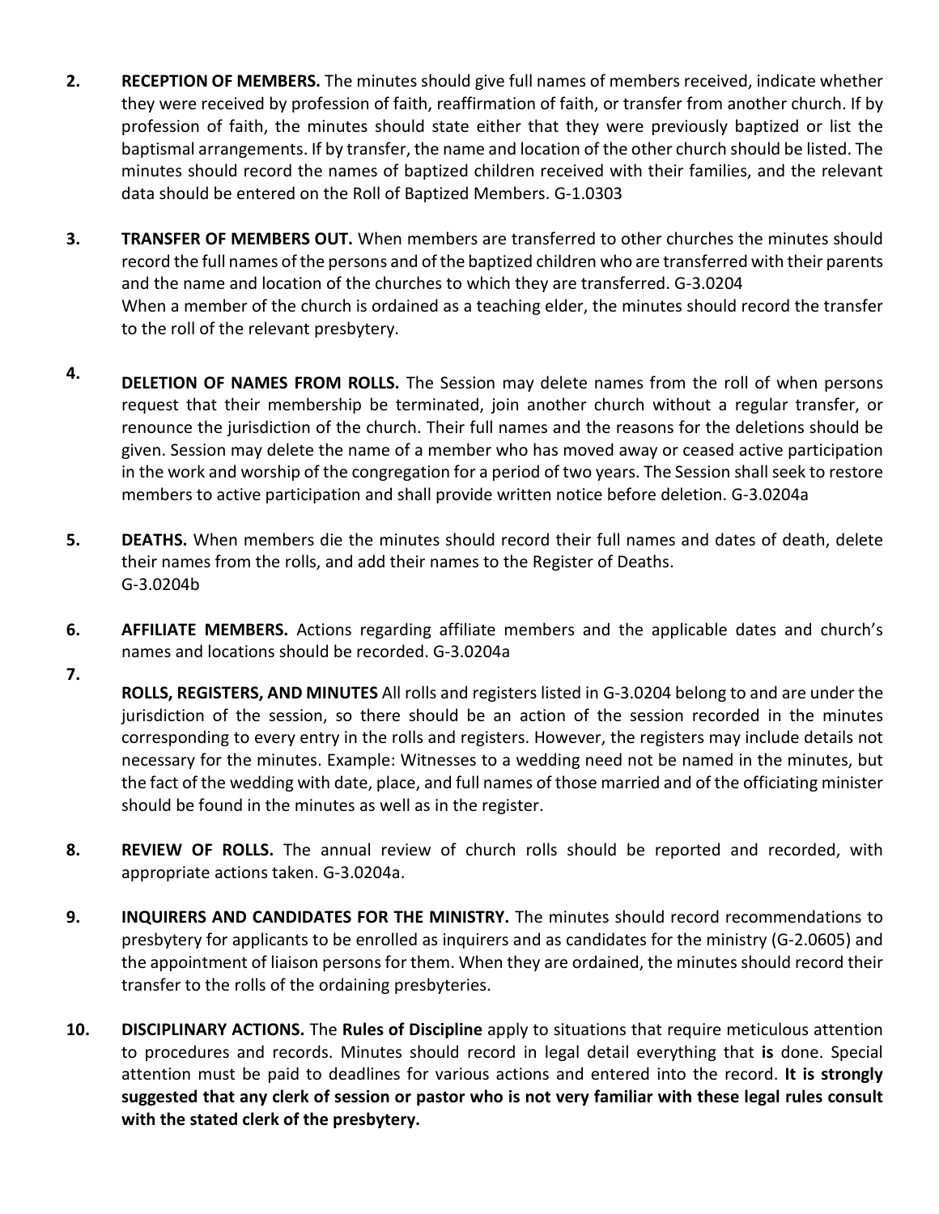2. **RECEPTION OF MEMBERS.** The minutes should give full names of members received, indicate whether they were received by profession of faith, reaffirmation of faith, or transfer from another church. If by profession of faith, the minutes should state either that they were previously baptized or list the baptismal arrangements. If by transfer, the name and location of the other church should be listed. The minutes should record the names of baptized children received with their families, and the relevant data should be entered on the Roll of Baptized Members. G-1.0303

3. **TRANSFER OF MEMBERS OUT.** When members are transferred to other churches the minutes should record the full names of the persons and of the baptized children who are transferred with their parents and the name and location of the churches to which they are transferred. G-3.0204
   When a member of the church is ordained as a teaching elder, the minutes should record the transfer to the roll of the relevant presbytery.

4. **DELETION OF NAMES FROM ROLLS.** The Session may delete names from the roll of when persons request that their membership be terminated, join another church without a regular transfer, or renounce the jurisdiction of the church. Their full names and the reasons for the deletions should be given. Session may delete the name of a member who has moved away or ceased active participation in the work and worship of the congregation for a period of two years. The Session shall seek to restore members to active participation and shall provide written notice before deletion. G-3.0204a

5. **DEATHS.** When members die the minutes should record their full names and dates of death, delete their names from the rolls, and add their names to the Register of Deaths.
   G-3.0204b

6. **AFFILIATE MEMBERS.** Actions regarding affiliate members and the applicable dates and church's names and locations should be recorded. G-3.0204a

7. **ROLLS, REGISTERS, AND MINUTES** All rolls and registers listed in G-3.0204 belong to and are under the jurisdiction of the session, so there should be an action of the session recorded in the minutes corresponding to every entry in the rolls and registers. However, the registers may include details not necessary for the minutes. Example: Witnesses to a wedding need not be named in the minutes, but the fact of the wedding with date, place, and full names of those married and of the officiating minister should be found in the minutes as well as in the register.

8. **REVIEW OF ROLLS.** The annual review of church rolls should be reported and recorded, with appropriate actions taken. G-3.0204a.

9. **INQUIRERS AND CANDIDATES FOR THE MINISTRY.** The minutes should record recommendations to presbytery for applicants to be enrolled as inquirers and as candidates for the ministry (G-2.0605) and the appointment of liaison persons for them. When they are ordained, the minutes should record their transfer to the rolls of the ordaining presbyteries.

10. **DISCIPLINARY ACTIONS.** The **Rules of Discipline** apply to situations that require meticulous attention to procedures and records. Minutes should record in legal detail everything that **is** done. Special attention must be paid to deadlines for various actions and entered into the record. **It is strongly suggested that any clerk of session or pastor who is not very familiar with these legal rules consult with the stated clerk of the presbytery.**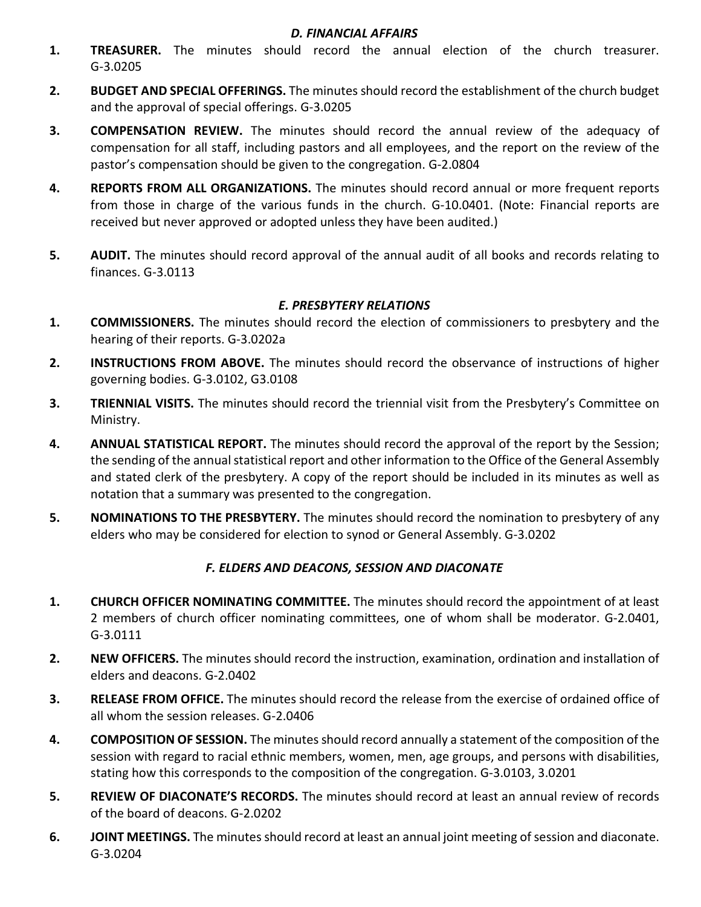### *D. FINANCIAL AFFAIRS*

1. **TREASURER.** The minutes should record the annual election of the church treasurer. G-3.0205

2. **BUDGET AND SPECIAL OFFERINGS.** The minutes should record the establishment of the church budget and the approval of special offerings. G-3.0205

3. **COMPENSATION REVIEW.** The minutes should record the annual review of the adequacy of compensation for all staff, including pastors and all employees, and the report on the review of the pastor's compensation should be given to the congregation. G-2.0804

4. **REPORTS FROM ALL ORGANIZATIONS.** The minutes should record annual or more frequent reports from those in charge of the various funds in the church. G-10.0401. (Note: Financial reports are received but never approved or adopted unless they have been audited.)

5. **AUDIT.** The minutes should record approval of the annual audit of all books and records relating to finances. G-3.0113

### *E. PRESBYTERY RELATIONS*

1. **COMMISSIONERS.** The minutes should record the election of commissioners to presbytery and the hearing of their reports. G-3.0202a

2. **INSTRUCTIONS FROM ABOVE.** The minutes should record the observance of instructions of higher governing bodies. G-3.0102, G3.0108

3. **TRIENNIAL VISITS.** The minutes should record the triennial visit from the Presbytery's Committee on Ministry.

4. **ANNUAL STATISTICAL REPORT.** The minutes should record the approval of the report by the Session; the sending of the annual statistical report and other information to the Office of the General Assembly and stated clerk of the presbytery. A copy of the report should be included in its minutes as well as notation that a summary was presented to the congregation.

5. **NOMINATIONS TO THE PRESBYTERY.** The minutes should record the nomination to presbytery of any elders who may be considered for election to synod or General Assembly. G-3.0202

### *F. ELDERS AND DEACONS, SESSION AND DIACONATE*

1. **CHURCH OFFICER NOMINATING COMMITTEE.** The minutes should record the appointment of at least 2 members of church officer nominating committees, one of whom shall be moderator. G-2.0401, G-3.0111

2. **NEW OFFICERS.** The minutes should record the instruction, examination, ordination and installation of elders and deacons. G-2.0402

3. **RELEASE FROM OFFICE.** The minutes should record the release from the exercise of ordained office of all whom the session releases. G-2.0406

4. **COMPOSITION OF SESSION.** The minutes should record annually a statement of the composition of the session with regard to racial ethnic members, women, men, age groups, and persons with disabilities, stating how this corresponds to the composition of the congregation. G-3.0103, 3.0201

5. **REVIEW OF DIACONATE'S RECORDS.** The minutes should record at least an annual review of records of the board of deacons. G-2.0202

6. **JOINT MEETINGS.** The minutes should record at least an annual joint meeting of session and diaconate. G-3.0204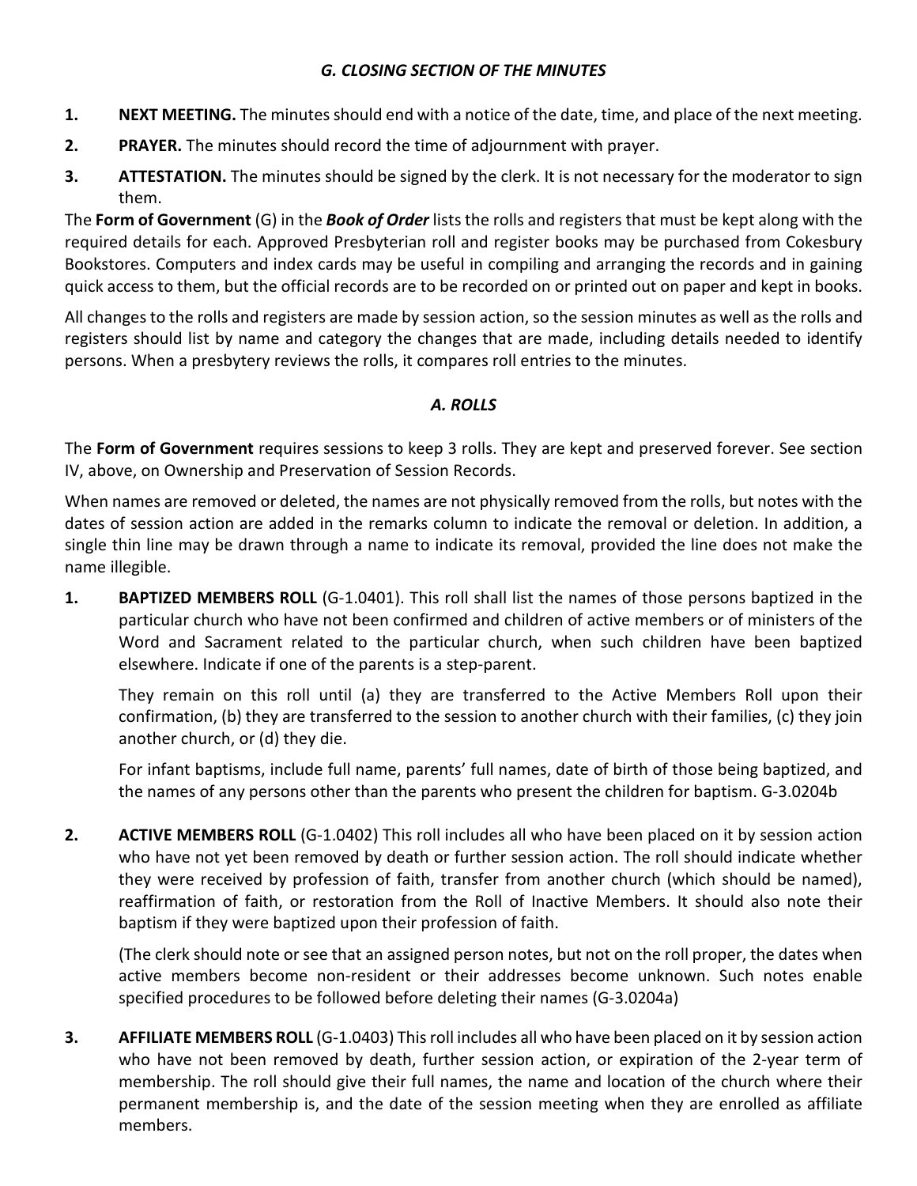### *G. CLOSING SECTION OF THE MINUTES*

1. **NEXT MEETING.** The minutes should end with a notice of the date, time, and place of the next meeting.
2. **PRAYER.** The minutes should record the time of adjournment with prayer.
3. **ATTESTATION.** The minutes should be signed by the clerk. It is not necessary for the moderator to sign them.

The **Form of Government** (G) in the ***Book of Order*** lists the rolls and registers that must be kept along with the required details for each. Approved Presbyterian roll and register books may be purchased from Cokesbury Bookstores. Computers and index cards may be useful in compiling and arranging the records and in gaining quick access to them, but the official records are to be recorded on or printed out on paper and kept in books.

All changes to the rolls and registers are made by session action, so the session minutes as well as the rolls and registers should list by name and category the changes that are made, including details needed to identify persons. When a presbytery reviews the rolls, it compares roll entries to the minutes.

### *A. ROLLS*

The **Form of Government** requires sessions to keep 3 rolls. They are kept and preserved forever. See section IV, above, on Ownership and Preservation of Session Records.

When names are removed or deleted, the names are not physically removed from the rolls, but notes with the dates of session action are added in the remarks column to indicate the removal or deletion. In addition, a single thin line may be drawn through a name to indicate its removal, provided the line does not make the name illegible.

1. **BAPTIZED MEMBERS ROLL** (G-1.0401). This roll shall list the names of those persons baptized in the particular church who have not been confirmed and children of active members or of ministers of the Word and Sacrament related to the particular church, when such children have been baptized elsewhere. Indicate if one of the parents is a step-parent.

   They remain on this roll until (a) they are transferred to the Active Members Roll upon their confirmation, (b) they are transferred to the session to another church with their families, (c) they join another church, or (d) they die.

   For infant baptisms, include full name, parents' full names, date of birth of those being baptized, and the names of any persons other than the parents who present the children for baptism. G-3.0204b

2. **ACTIVE MEMBERS ROLL** (G-1.0402) This roll includes all who have been placed on it by session action who have not yet been removed by death or further session action. The roll should indicate whether they were received by profession of faith, transfer from another church (which should be named), reaffirmation of faith, or restoration from the Roll of Inactive Members. It should also note their baptism if they were baptized upon their profession of faith.

   (The clerk should note or see that an assigned person notes, but not on the roll proper, the dates when active members become non-resident or their addresses become unknown. Such notes enable specified procedures to be followed before deleting their names (G-3.0204a)

3. **AFFILIATE MEMBERS ROLL** (G-1.0403) This roll includes all who have been placed on it by session action who have not been removed by death, further session action, or expiration of the 2-year term of membership. The roll should give their full names, the name and location of the church where their permanent membership is, and the date of the session meeting when they are enrolled as affiliate members.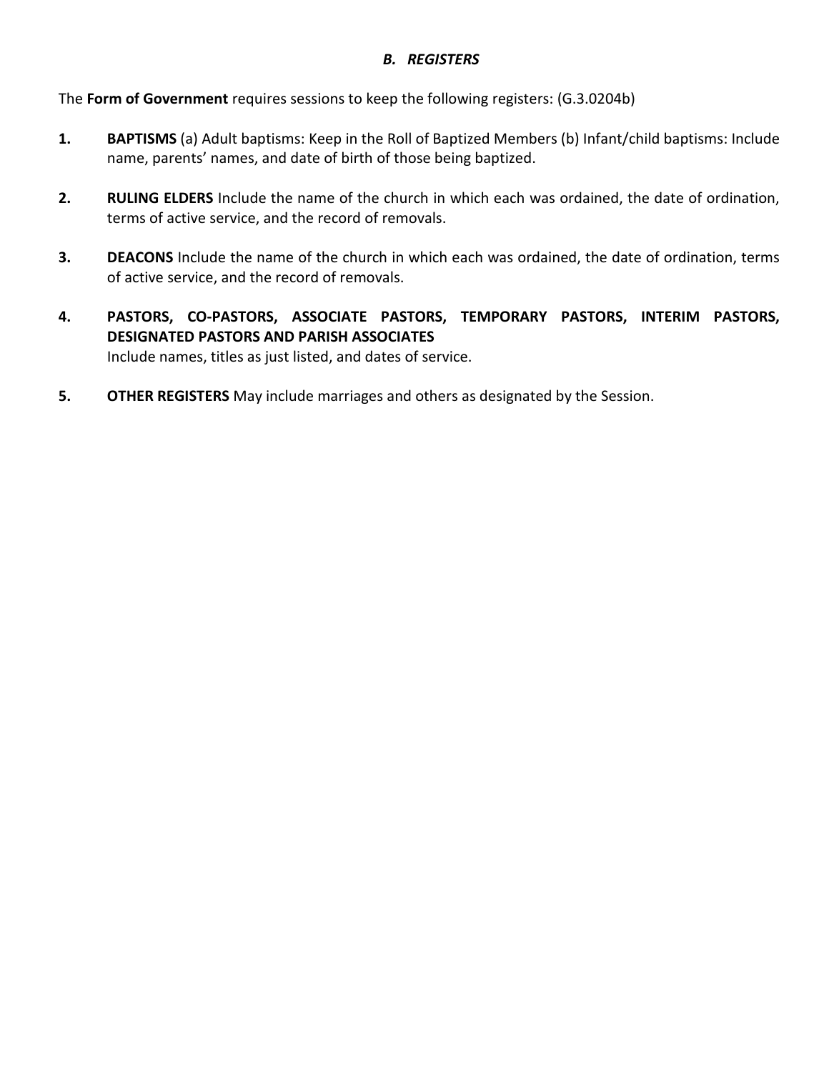### *B. REGISTERS*

The **Form of Government** requires sessions to keep the following registers: (G.3.0204b)

1. **BAPTISMS** (a) Adult baptisms: Keep in the Roll of Baptized Members (b) Infant/child baptisms: Include name, parents' names, and date of birth of those being baptized.

2. **RULING ELDERS** Include the name of the church in which each was ordained, the date of ordination, terms of active service, and the record of removals.

3. **DEACONS** Include the name of the church in which each was ordained, the date of ordination, terms of active service, and the record of removals.

4. **PASTORS, CO-PASTORS, ASSOCIATE PASTORS, TEMPORARY PASTORS, INTERIM PASTORS, DESIGNATED PASTORS AND PARISH ASSOCIATES**
   Include names, titles as just listed, and dates of service.

5. **OTHER REGISTERS** May include marriages and others as designated by the Session.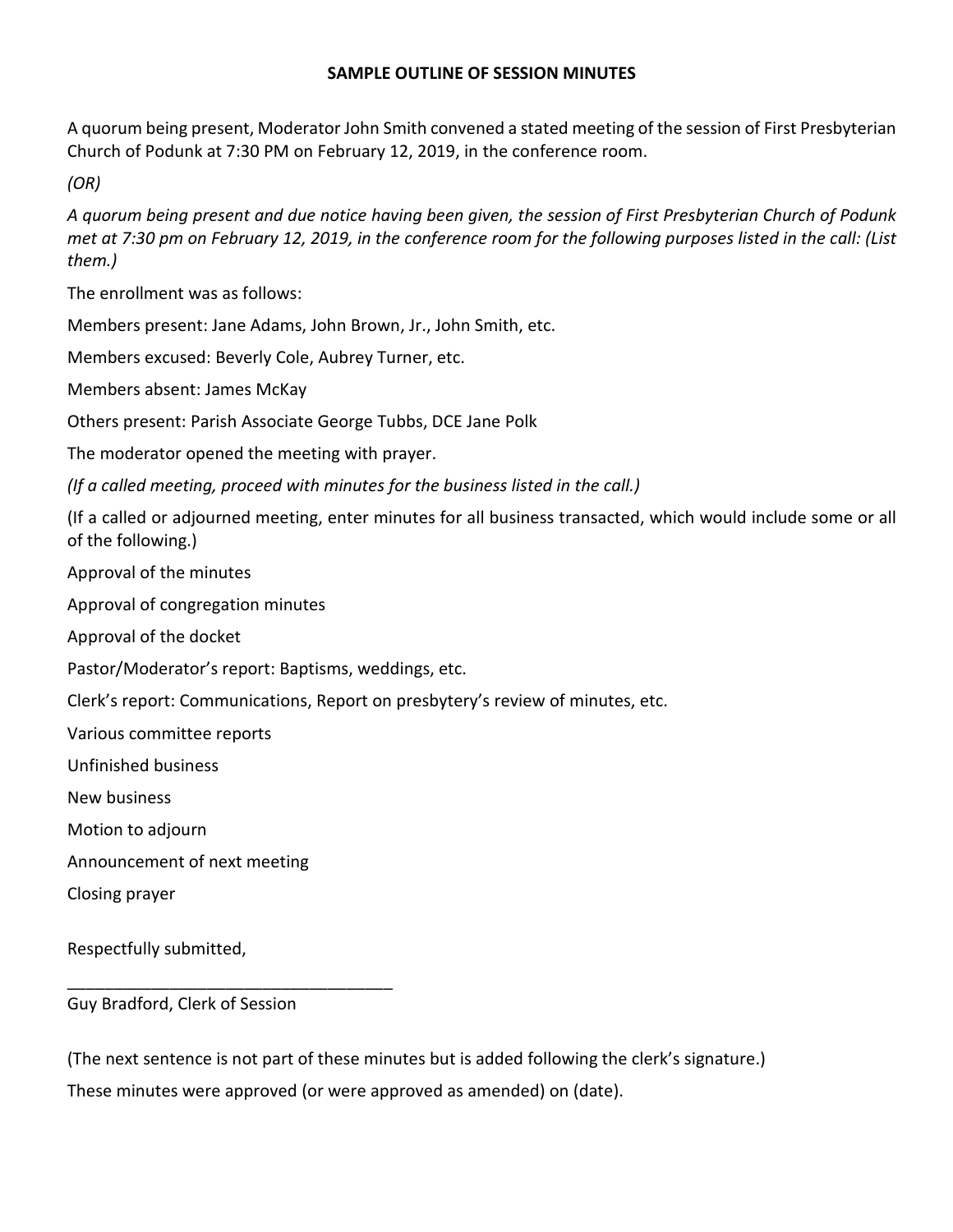## SAMPLE OUTLINE OF SESSION MINUTES

A quorum being present, Moderator John Smith convened a stated meeting of the session of First Presbyterian Church of Podunk at 7:30 PM on February 12, 2019, in the conference room.

*(OR)*

*A quorum being present and due notice having been given, the session of First Presbyterian Church of Podunk met at 7:30 pm on February 12, 2019, in the conference room for the following purposes listed in the call: (List them.)*

The enrollment was as follows:

Members present: Jane Adams, John Brown, Jr., John Smith, etc.

Members excused: Beverly Cole, Aubrey Turner, etc.

Members absent: James McKay

Others present: Parish Associate George Tubbs, DCE Jane Polk

The moderator opened the meeting with prayer.

*(If a called meeting, proceed with minutes for the business listed in the call.)*

(If a called or adjourned meeting, enter minutes for all business transacted, which would include some or all of the following.)

Approval of the minutes

Approval of congregation minutes

Approval of the docket

Pastor/Moderator's report: Baptisms, weddings, etc.

Clerk's report: Communications, Report on presbytery's review of minutes, etc.

Various committee reports

Unfinished business

New business

Motion to adjourn

Announcement of next meeting

Closing prayer

Respectfully submitted,

\_\_\_\_\_\_\_\_\_\_\_\_\_\_\_\_\_\_\_\_\_\_\_\_\_\_\_\_\_\_\_\_\_\_

Guy Bradford, Clerk of Session

(The next sentence is not part of these minutes but is added following the clerk's signature.)

These minutes were approved (or were approved as amended) on (date).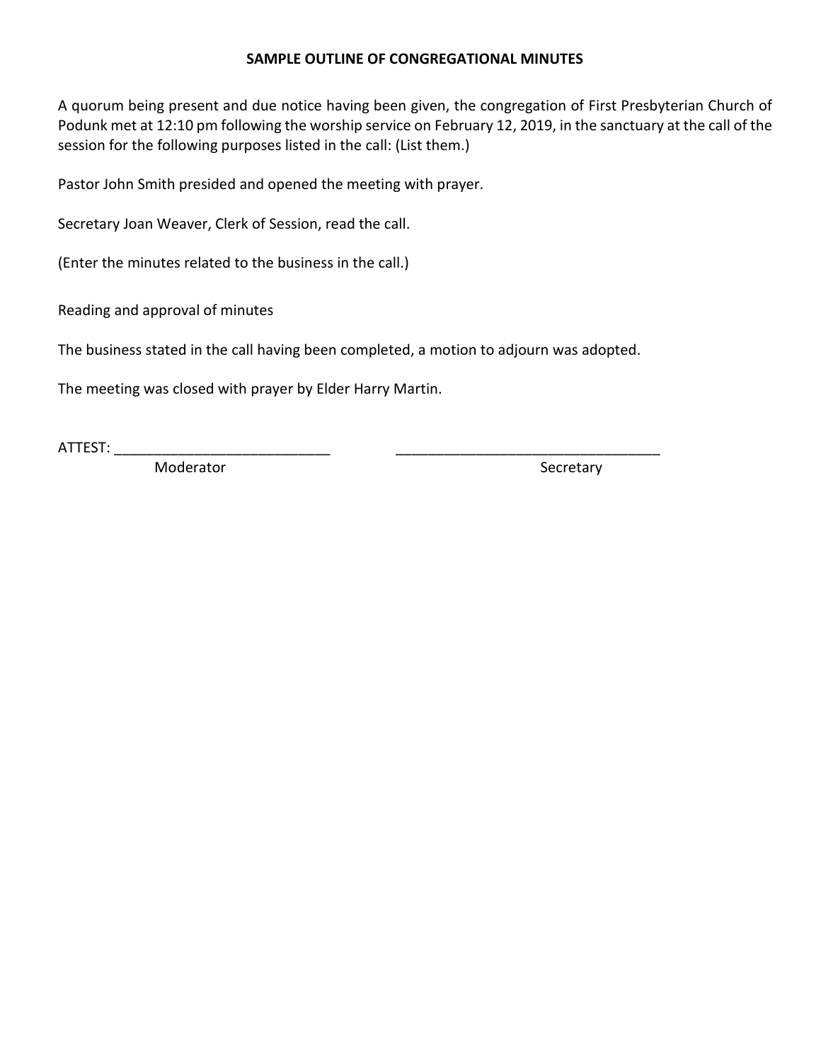**SAMPLE OUTLINE OF CONGREGATIONAL MINUTES**

A quorum being present and due notice having been given, the congregation of First Presbyterian Church of Podunk met at 12:10 pm following the worship service on February 12, 2019, in the sanctuary at the call of the session for the following purposes listed in the call: (List them.)

Pastor John Smith presided and opened the meeting with prayer.

Secretary Joan Weaver, Clerk of Session, read the call.

(Enter the minutes related to the business in the call.)

Reading and approval of minutes

The business stated in the call having been completed, a motion to adjourn was adopted.

The meeting was closed with prayer by Elder Harry Martin.

ATTEST: ___________________________ ________________________________

Moderator Secretary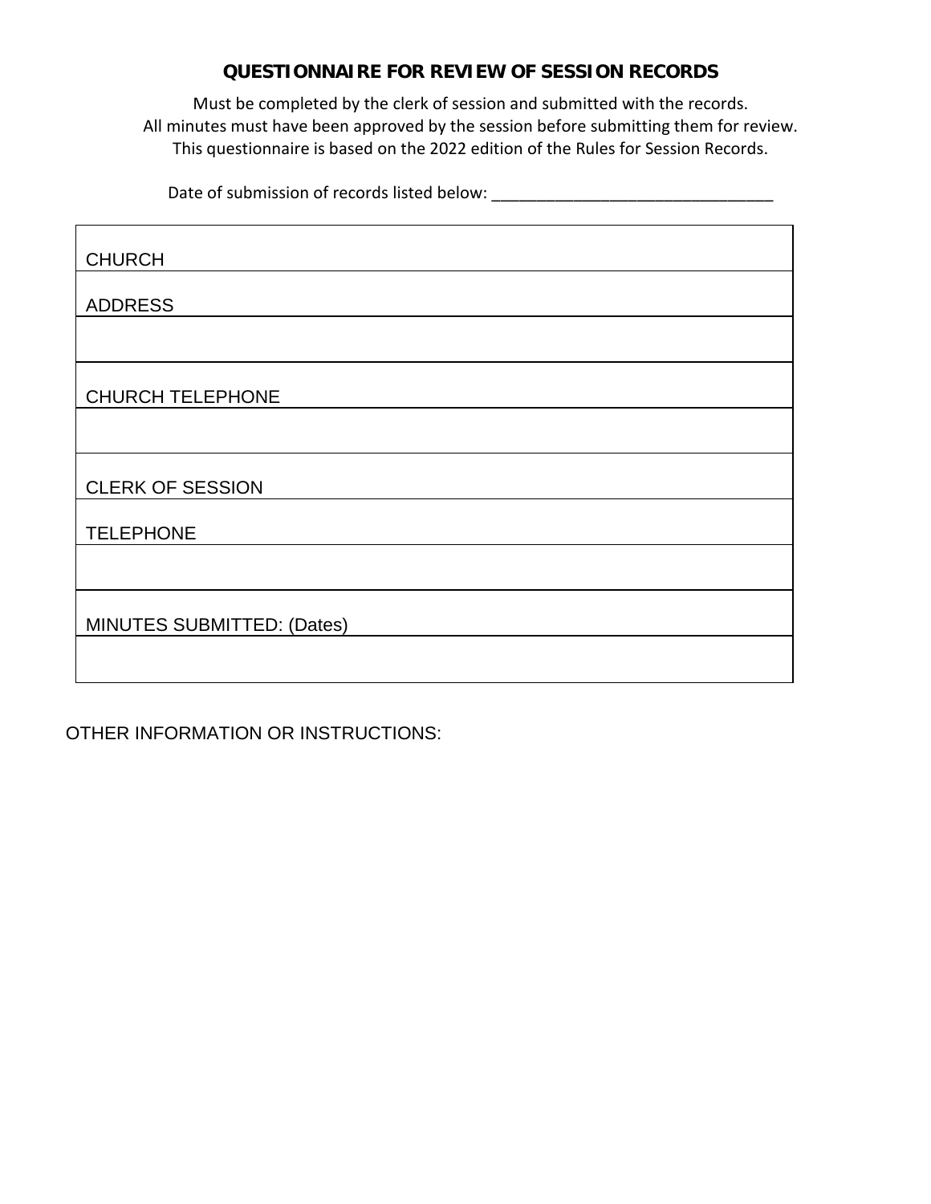## QUESTIONNAIRE FOR REVIEW OF SESSION RECORDS

Must be completed by the clerk of session and submitted with the records.
All minutes must have been approved by the session before submitting them for review.
This questionnaire is based on the 2022 edition of the Rules for Session Records.

Date of submission of records listed below: ________________________________

| |
|---|
| CHURCH |
| ADDRESS |
| |
| CHURCH TELEPHONE |
| |
| CLERK OF SESSION |
| TELEPHONE |
| |
| MINUTES SUBMITTED: (Dates) |
| |

OTHER INFORMATION OR INSTRUCTIONS: